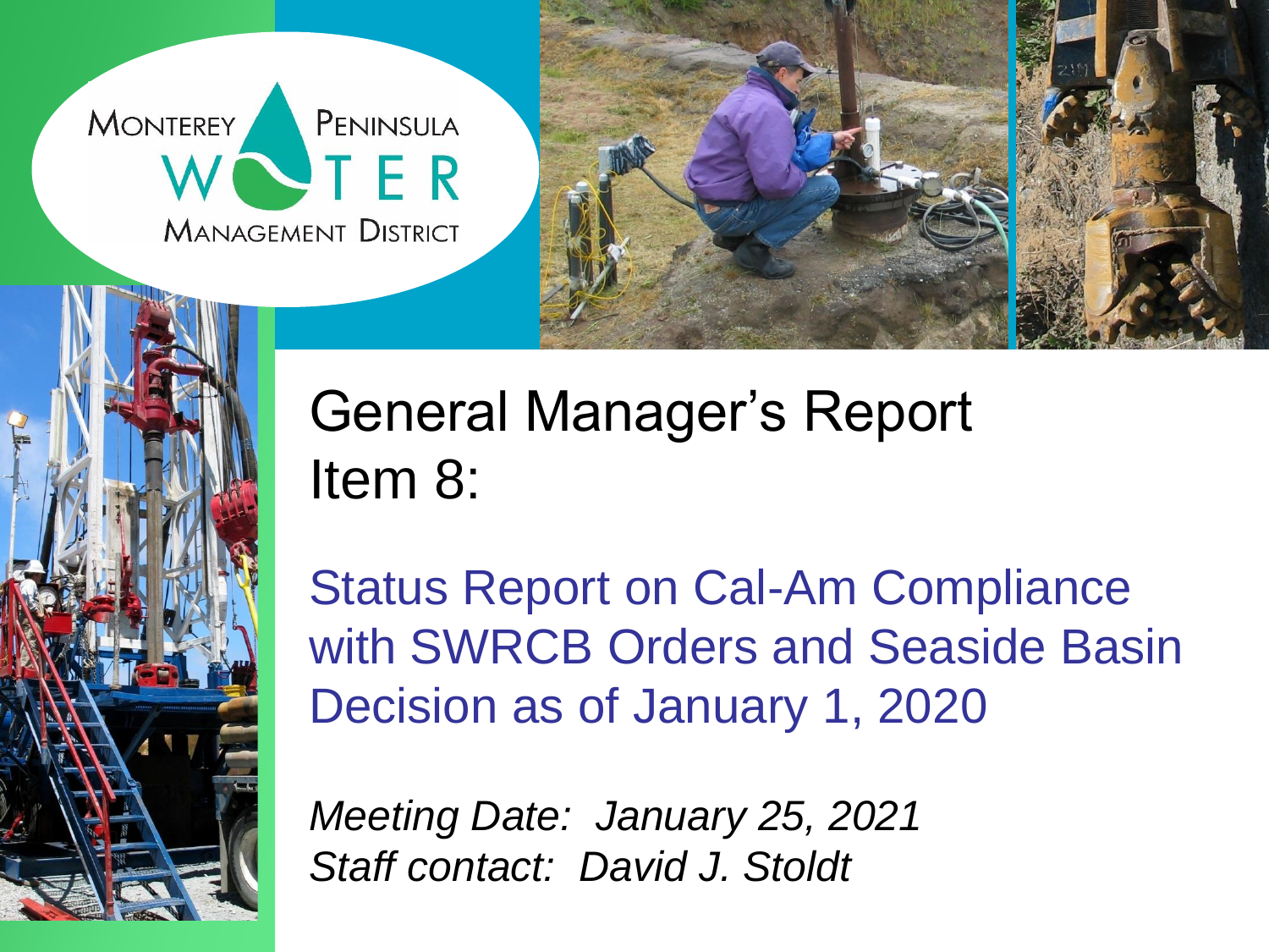MONTEREY PENINSULA WATER MANAGEMENT DISTRICT

# General Manager's Report Item 8:

## Status Report on Cal-Am Compliance with SWRCB Orders and Seaside Basin Decision as of January 1, 2020

*Meeting Date: January 25, 2021*
*Staff contact: David J. Stoldt*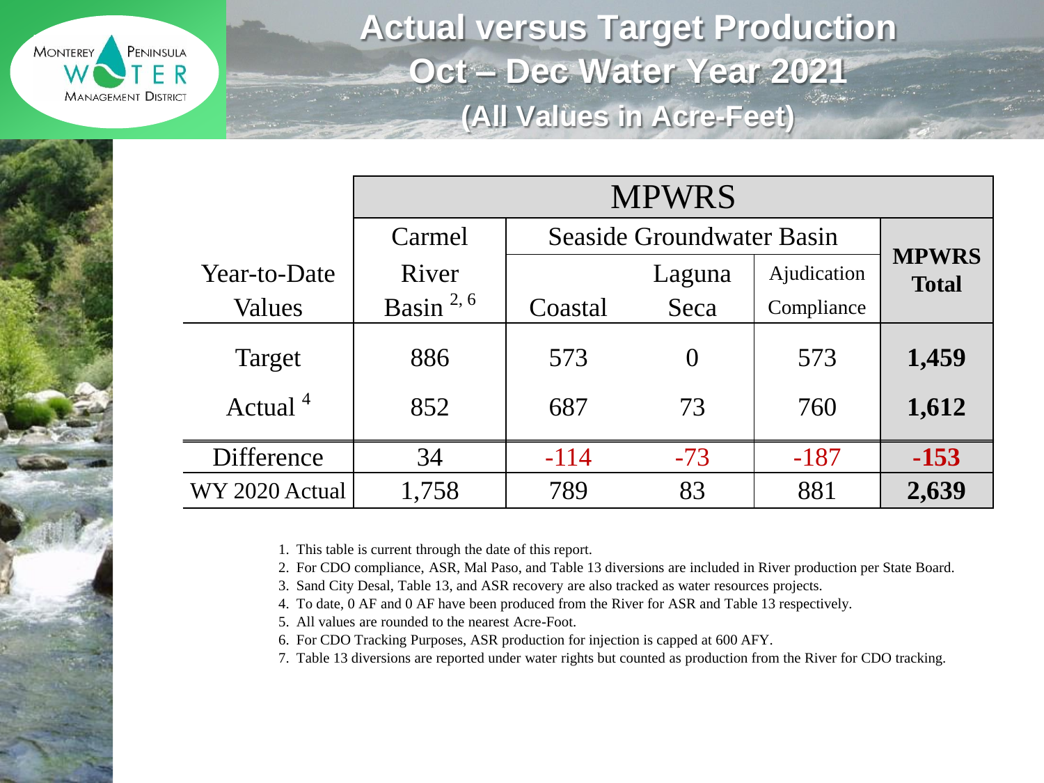# Actual versus Target Production

## Oct – Dec Water Year 2021

### (All Values in Acre-Feet)

| Year-to-Date Values | MPWRS | | | | |
|---|---|---|---|---|---|
| | Carmel River Basin [2, 6] | Seaside Groundwater Basin | | | MPWRS Total |
| | | Coastal | Laguna Seca | Ajudication Compliance | |
| Target | 886 | 573 | 0 | 573 | **1,459** |
| Actual [4] | 852 | 687 | 73 | 760 | **1,612** |
| Difference | 34 | -114 | -73 | -187 | **-153** |
| WY 2020 Actual | 1,758 | 789 | 83 | 881 | **2,639** |

1. This table is current through the date of this report.
2. For CDO compliance, ASR, Mal Paso, and Table 13 diversions are included in River production per State Board.
3. Sand City Desal, Table 13, and ASR recovery are also tracked as water resources projects.
4. To date, 0 AF and 0 AF have been produced from the River for ASR and Table 13 respectively.
5. All values are rounded to the nearest Acre-Foot.
6. For CDO Tracking Purposes, ASR production for injection is capped at 600 AFY.
7. Table 13 diversions are reported under water rights but counted as production from the River for CDO tracking.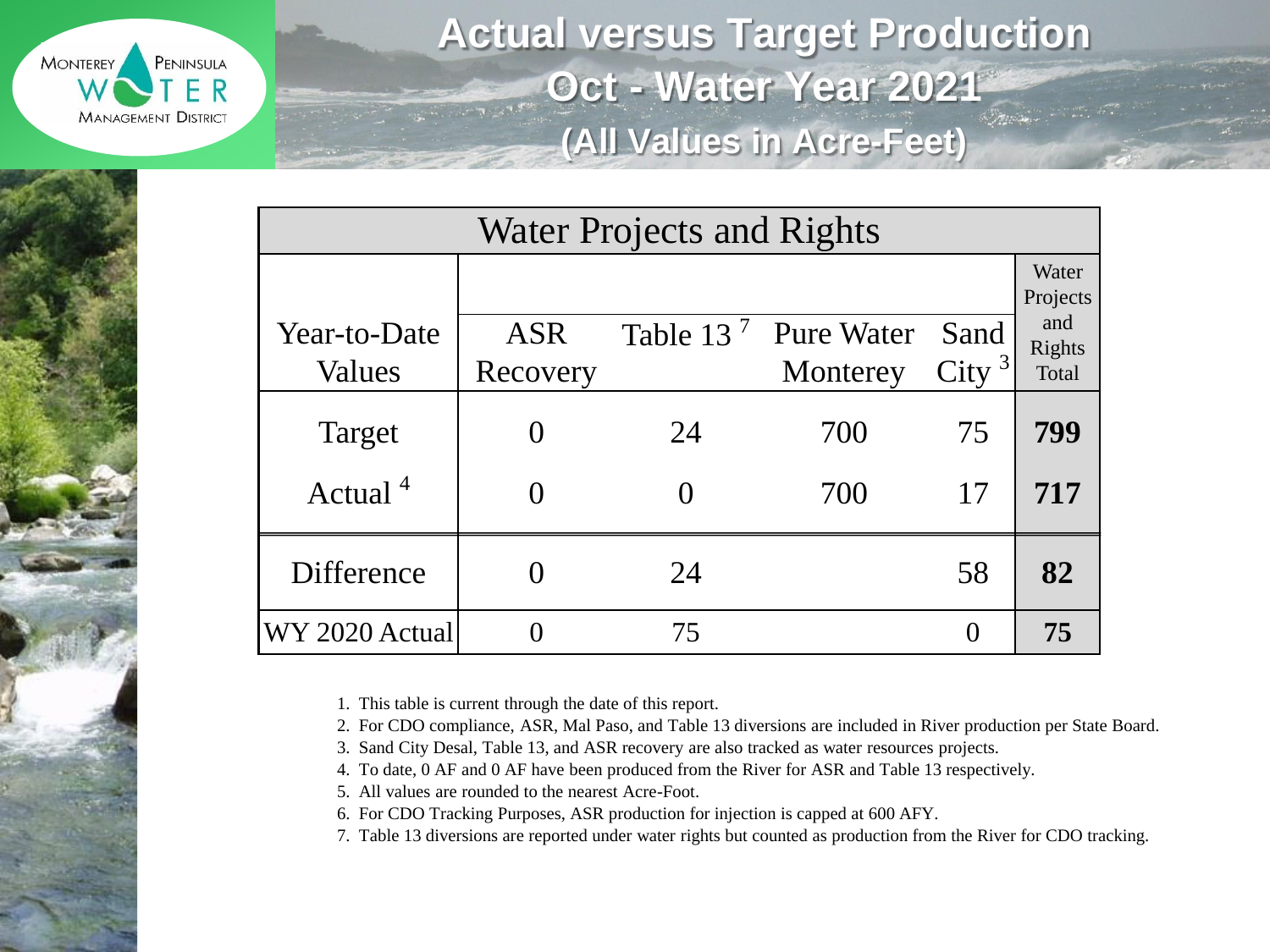# Actual versus Target Production
## Oct - Water Year 2021
### (All Values in Acre-Feet)

| Water Projects and Rights | | | | | |
|---|---|---|---|---|---|
| Year-to-Date Values | ASR Recovery | Table 13 [7] | Pure Water Monterey | Sand City [3] | Water Projects and Rights Total |
| Target | 0 | 24 | 700 | 75 | **799** |
| Actual [4] | 0 | 0 | 700 | 17 | **717** |
| Difference | 0 | 24 | | 58 | **82** |
| WY 2020 Actual | 0 | 75 | | 0 | **75** |

1. This table is current through the date of this report.
2. For CDO compliance, ASR, Mal Paso, and Table 13 diversions are included in River production per State Board.
3. Sand City Desal, Table 13, and ASR recovery are also tracked as water resources projects.
4. To date, 0 AF and 0 AF have been produced from the River for ASR and Table 13 respectively.
5. All values are rounded to the nearest Acre-Foot.
6. For CDO Tracking Purposes, ASR production for injection is capped at 600 AFY.
7. Table 13 diversions are reported under water rights but counted as production from the River for CDO tracking.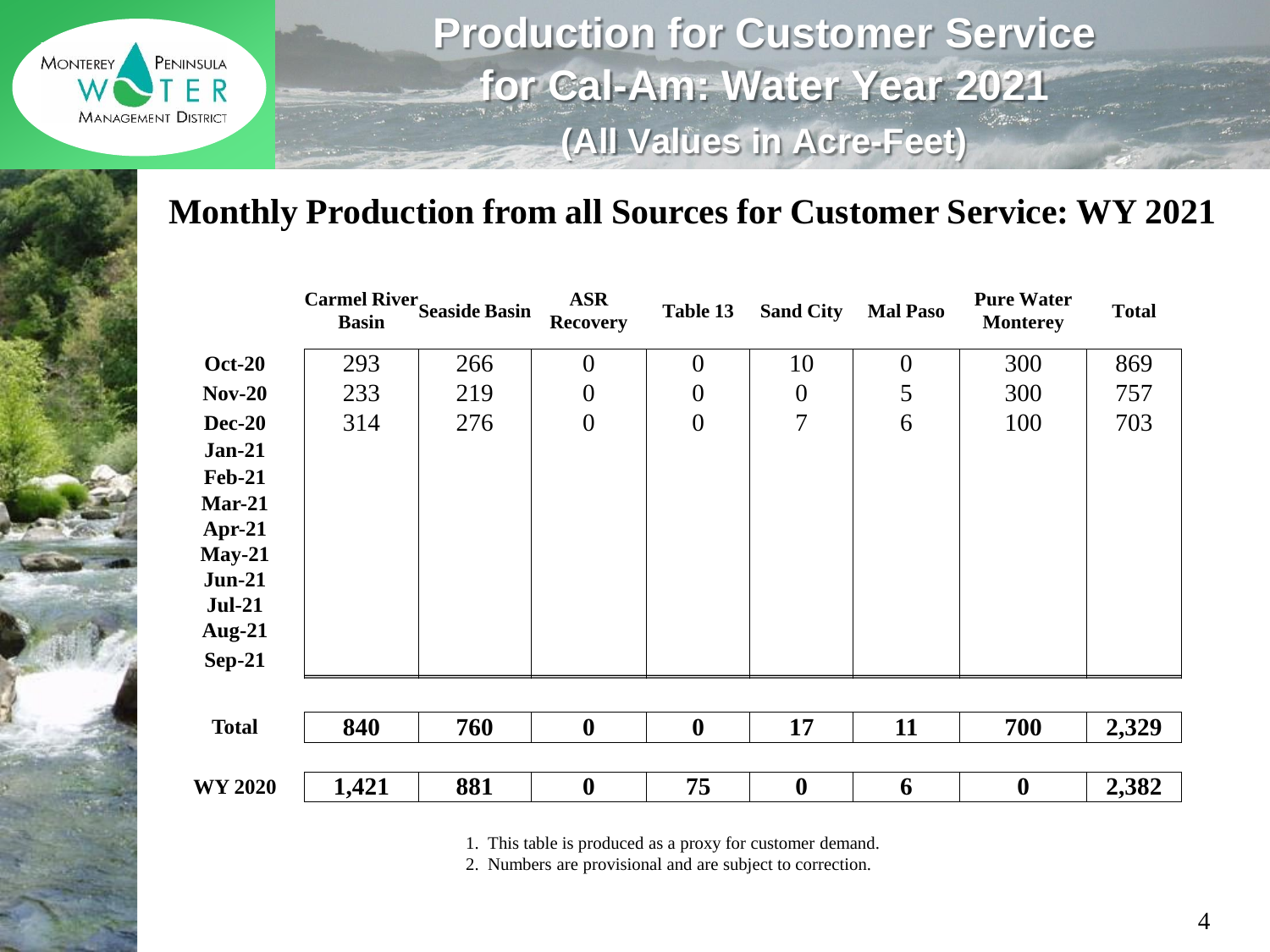# Production for Customer Service for Cal-Am: Water Year 2021 (All Values in Acre-Feet)

## Monthly Production from all Sources for Customer Service: WY 2021

| | Carmel River Basin | Seaside Basin | ASR Recovery | Table 13 | Sand City | Mal Paso | Pure Water Monterey | Total |
|---|---|---|---|---|---|---|---|---|
| **Oct-20** | 293 | 266 | 0 | 0 | 10 | 0 | 300 | 869 |
| **Nov-20** | 233 | 219 | 0 | 0 | 0 | 5 | 300 | 757 |
| **Dec-20** | 314 | 276 | 0 | 0 | 7 | 6 | 100 | 703 |
| **Jan-21** | | | | | | | | |
| **Feb-21** | | | | | | | | |
| **Mar-21** | | | | | | | | |
| **Apr-21** | | | | | | | | |
| **May-21** | | | | | | | | |
| **Jun-21** | | | | | | | | |
| **Jul-21** | | | | | | | | |
| **Aug-21** | | | | | | | | |
| **Sep-21** | | | | | | | | |
| **Total** | **840** | **760** | **0** | **0** | **17** | **11** | **700** | **2,329** |
| **WY 2020** | **1,421** | **881** | **0** | **75** | **0** | **6** | **0** | **2,382** |

1. This table is produced as a proxy for customer demand.
2. Numbers are provisional and are subject to correction.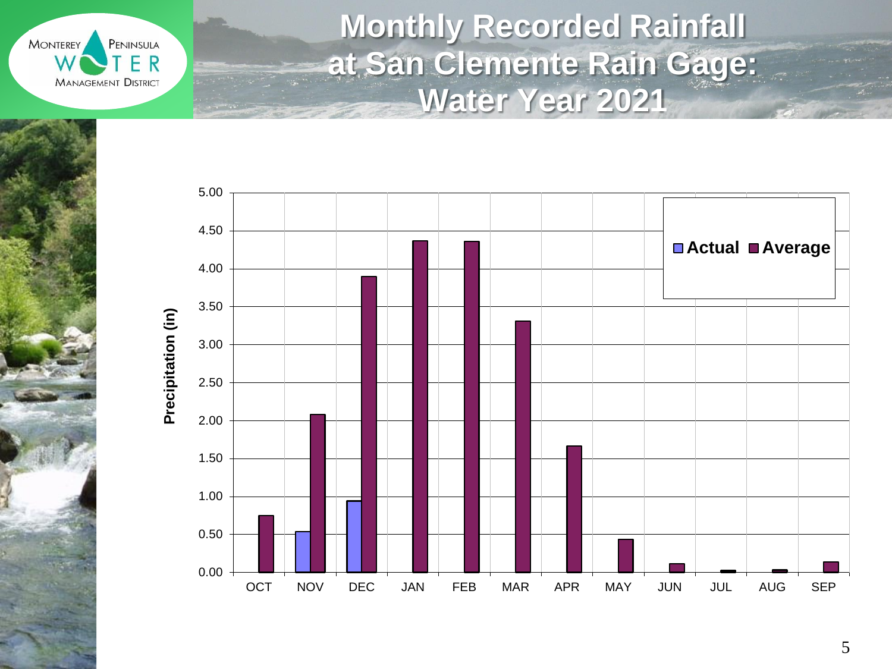# Monthly Recorded Rainfall at San Clemente Rain Gage: Water Year 2021

Precipitation (in)

| Month | Actual | Average |
|---|---|---|
| OCT | | 0.75 |
| NOV | 0.54 | 2.08 |
| DEC | 0.94 | 3.90 |
| JAN | | 4.37 |
| FEB | | 4.36 |
| MAR | | 3.31 |
| APR | | 1.67 |
| MAY | | 0.43 |
| JUN | | 0.11 |
| JUL | | 0.02 |
| AUG | | 0.03 |
| SEP | | 0.13 |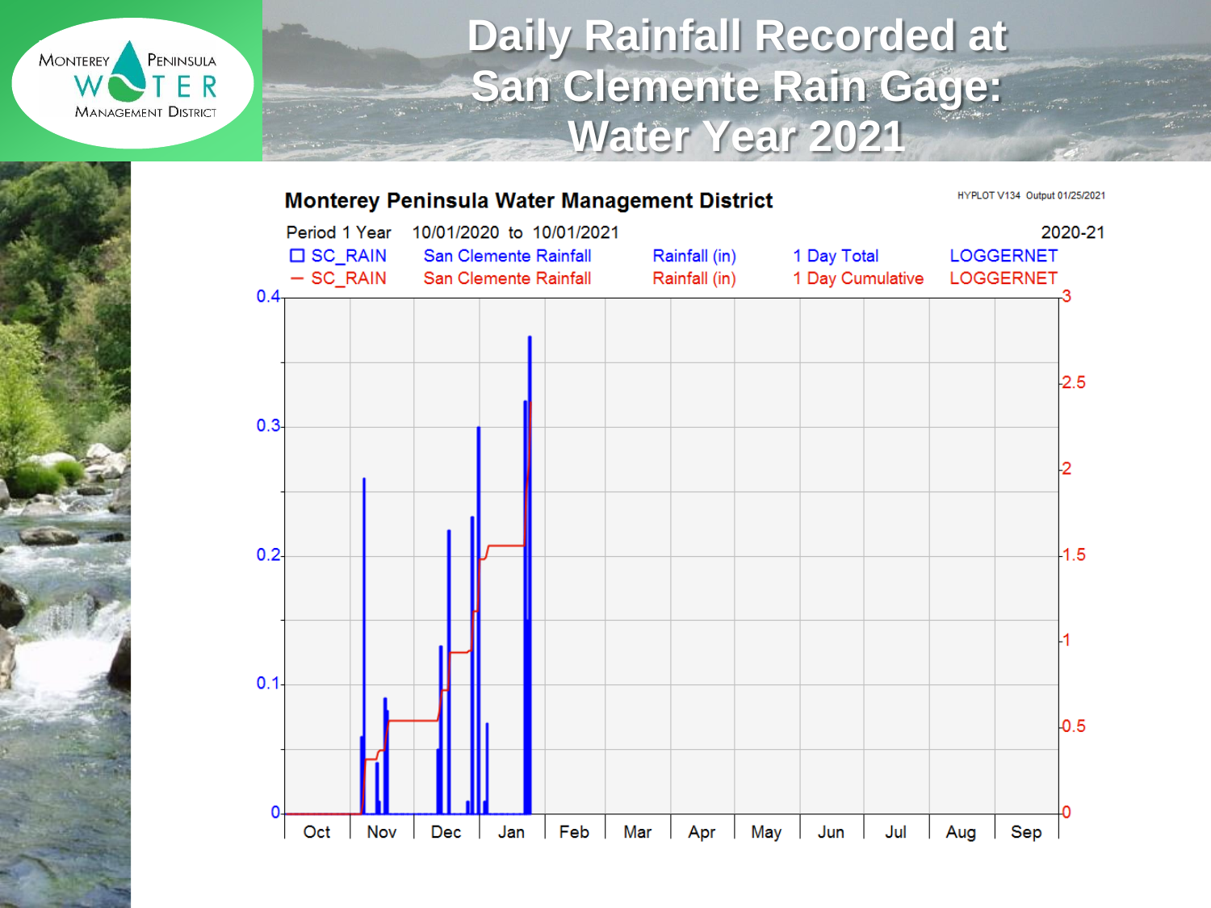# Daily Rainfall Recorded at San Clemente Rain Gage: Water Year 2021

**Monterey Peninsula Water Management District**

HYPLOT V134 Output 01/25/2021

Period 1 Year 10/01/2020 to 10/01/2021 2020-21

| | | | | |
|---|---|---|---|---|
| ☐ SC_RAIN | San Clemente Rainfall | Rainfall (in) | 1 Day Total | LOGGERNET |
| — SC_RAIN | San Clemente Rainfall | Rainfall (in) | 1 Day Cumulative | LOGGERNET |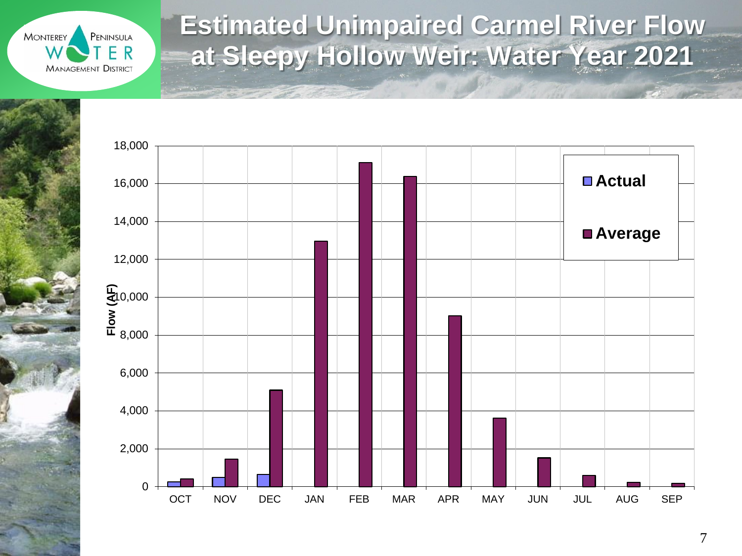MONTEREY PENINSULA WATER MANAGEMENT DISTRICT

# Estimated Unimpaired Carmel River Flow at Sleepy Hollow Weir: Water Year 2021

Flow (AF)

18,000
16,000
14,000
12,000
10,000
8,000
6,000
4,000
2,000
0

OCT NOV DEC JAN FEB MAR APR MAY JUN JUL AUG SEP

Actual
Average